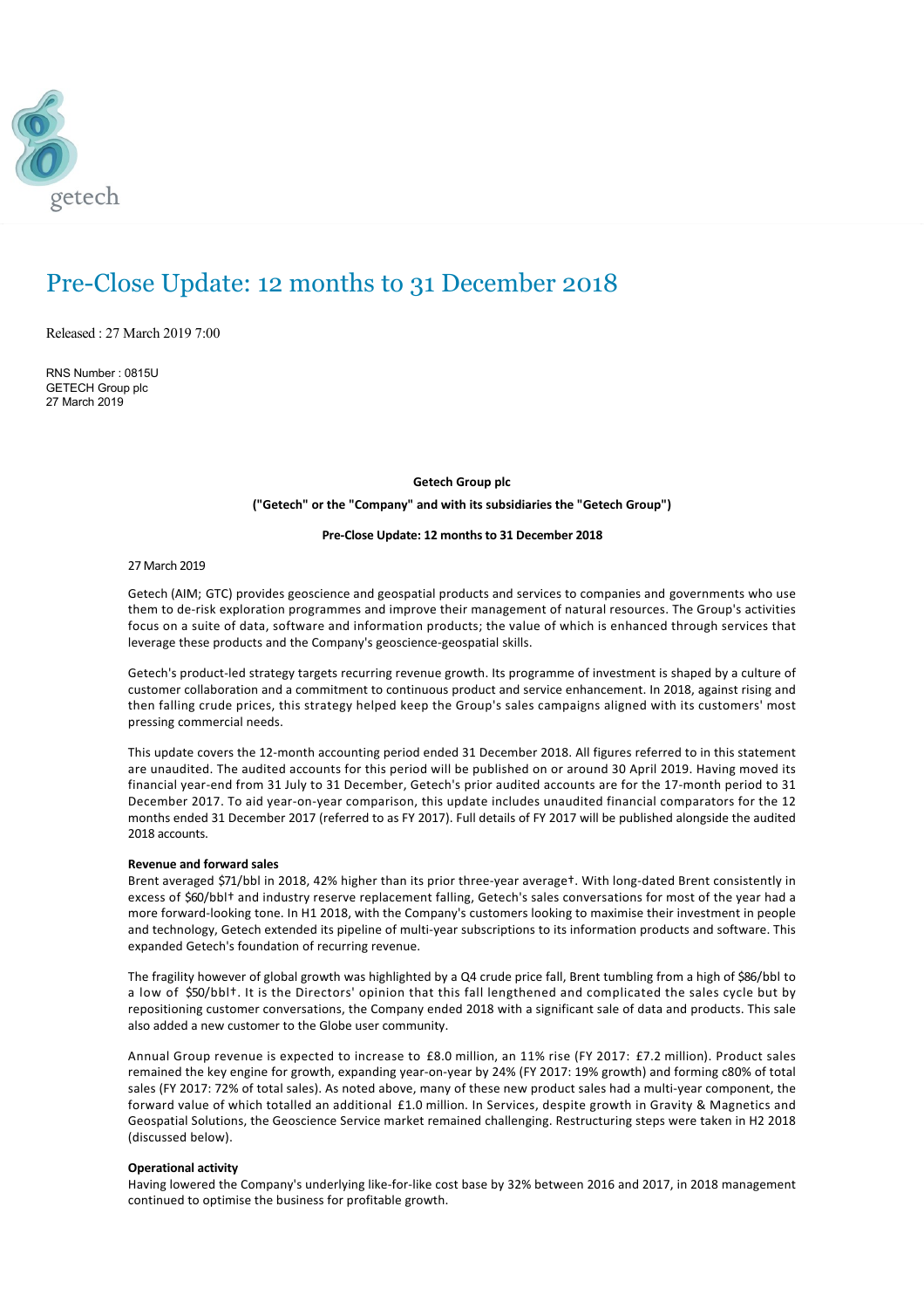getech

# Pre-Close Update: 12 months to 31 December 2018

Released : 27 March 2019 7:00

RNS Number : 0815U
GETECH Group plc
27 March 2019

**Getech Group plc**

**("Getech" or the "Company" and with its subsidiaries the "Getech Group")**

**Pre-Close Update: 12 months to 31 December 2018**

27 March 2019

Getech (AIM; GTC) provides geoscience and geospatial products and services to companies and governments who use them to de-risk exploration programmes and improve their management of natural resources. The Group's activities focus on a suite of data, software and information products; the value of which is enhanced through services that leverage these products and the Company's geoscience-geospatial skills.

Getech's product-led strategy targets recurring revenue growth. Its programme of investment is shaped by a culture of customer collaboration and a commitment to continuous product and service enhancement. In 2018, against rising and then falling crude prices, this strategy helped keep the Group's sales campaigns aligned with its customers' most pressing commercial needs.

This update covers the 12-month accounting period ended 31 December 2018. All figures referred to in this statement are unaudited. The audited accounts for this period will be published on or around 30 April 2019. Having moved its financial year-end from 31 July to 31 December, Getech's prior audited accounts are for the 17-month period to 31 December 2017. To aid year-on-year comparison, this update includes unaudited financial comparators for the 12 months ended 31 December 2017 (referred to as FY 2017). Full details of FY 2017 will be published alongside the audited 2018 accounts.

**Revenue and forward sales**

Brent averaged $71/bbl in 2018, 42% higher than its prior three-year average†. With long-dated Brent consistently in excess of $60/bbl† and industry reserve replacement falling, Getech's sales conversations for most of the year had a more forward-looking tone. In H1 2018, with the Company's customers looking to maximise their investment in people and technology, Getech extended its pipeline of multi-year subscriptions to its information products and software. This expanded Getech's foundation of recurring revenue.

The fragility however of global growth was highlighted by a Q4 crude price fall, Brent tumbling from a high of $86/bbl to a low of $50/bbl†. It is the Directors' opinion that this fall lengthened and complicated the sales cycle but by repositioning customer conversations, the Company ended 2018 with a significant sale of data and products. This sale also added a new customer to the Globe user community.

Annual Group revenue is expected to increase to £8.0 million, an 11% rise (FY 2017: £7.2 million). Product sales remained the key engine for growth, expanding year-on-year by 24% (FY 2017: 19% growth) and forming c80% of total sales (FY 2017: 72% of total sales). As noted above, many of these new product sales had a multi-year component, the forward value of which totalled an additional £1.0 million. In Services, despite growth in Gravity & Magnetics and Geospatial Solutions, the Geoscience Service market remained challenging. Restructuring steps were taken in H2 2018 (discussed below).

**Operational activity**

Having lowered the Company's underlying like-for-like cost base by 32% between 2016 and 2017, in 2018 management continued to optimise the business for profitable growth.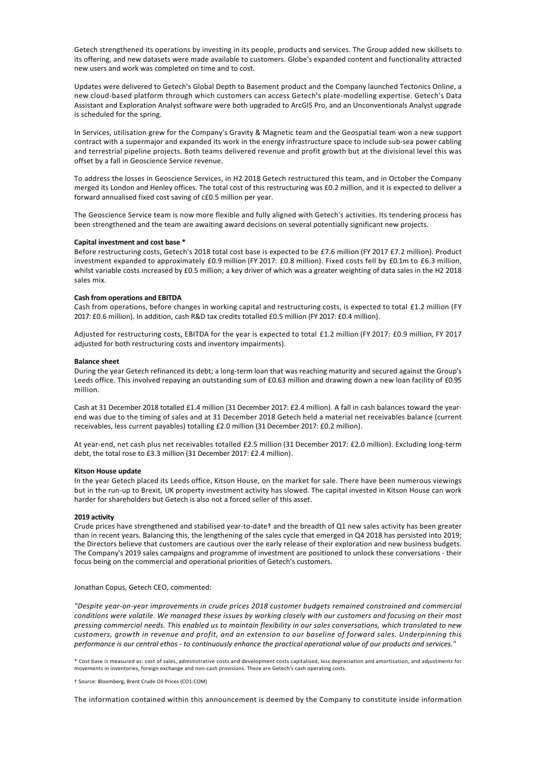Getech strengthened its operations by investing in its people, products and services. The Group added new skillsets to its offering, and new datasets were made available to customers. Globe's expanded content and functionality attracted new users and work was completed on time and to cost.

Updates were delivered to Getech's Global Depth to Basement product and the Company launched Tectonics Online, a new cloud-based platform through which customers can access Getech's plate-modelling expertise. Getech's Data Assistant and Exploration Analyst software were both upgraded to ArcGIS Pro, and an Unconventionals Analyst upgrade is scheduled for the spring.

In Services, utilisation grew for the Company's Gravity & Magnetic team and the Geospatial team won a new support contract with a supermajor and expanded its work in the energy infrastructure space to include sub-sea power cabling and terrestrial pipeline projects. Both teams delivered revenue and profit growth but at the divisional level this was offset by a fall in Geoscience Service revenue.

To address the losses in Geoscience Services, in H2 2018 Getech restructured this team, and in October the Company merged its London and Henley offices. The total cost of this restructuring was £0.2 million, and it is expected to deliver a forward annualised fixed cost saving of c£0.5 million per year.

The Geoscience Service team is now more flexible and fully aligned with Getech's activities. Its tendering process has been strengthened and the team are awaiting award decisions on several potentially significant new projects.

**Capital investment and cost base \***

Before restructuring costs, Getech's 2018 total cost base is expected to be £7.6 million (FY 2017 £7.2 million). Product investment expanded to approximately £0.9 million (FY 2017: £0.8 million). Fixed costs fell by £0.1m to £6.3 million, whilst variable costs increased by £0.5 million; a key driver of which was a greater weighting of data sales in the H2 2018 sales mix.

**Cash from operations and EBITDA**

Cash from operations, before changes in working capital and restructuring costs, is expected to total £1.2 million (FY 2017: £0.6 million). In addition, cash R&D tax credits totalled £0.5 million (FY 2017: £0.4 million).

Adjusted for restructuring costs, EBITDA for the year is expected to total £1.2 million (FY 2017: £0.9 million, FY 2017 adjusted for both restructuring costs and inventory impairments).

**Balance sheet**

During the year Getech refinanced its debt; a long-term loan that was reaching maturity and secured against the Group's Leeds office. This involved repaying an outstanding sum of £0.63 million and drawing down a new loan facility of £0.95 million.

Cash at 31 December 2018 totalled £1.4 million (31 December 2017: £2.4 million). A fall in cash balances toward the year-end was due to the timing of sales and at 31 December 2018 Getech held a material net receivables balance (current receivables, less current payables) totalling £2.0 million (31 December 2017: £0.2 million).

At year-end, net cash plus net receivables totalled £2.5 million (31 December 2017: £2.0 million). Excluding long-term debt, the total rose to £3.3 million (31 December 2017: £2.4 million).

**Kitson House update**

In the year Getech placed its Leeds office, Kitson House, on the market for sale. There have been numerous viewings but in the run-up to Brexit, UK property investment activity has slowed. The capital invested in Kitson House can work harder for shareholders but Getech is also not a forced seller of this asset.

**2019 activity**

Crude prices have strengthened and stabilised year-to-date† and the breadth of Q1 new sales activity has been greater than in recent years. Balancing this, the lengthening of the sales cycle that emerged in Q4 2018 has persisted into 2019; the Directors believe that customers are cautious over the early release of their exploration and new business budgets. The Company's 2019 sales campaigns and programme of investment are positioned to unlock these conversations - their focus being on the commercial and operational priorities of Getech's customers.

Jonathan Copus, Getech CEO, commented:

*"Despite year-on-year improvements in crude prices 2018 customer budgets remained constrained and commercial conditions were volatile. We managed these issues by working closely with our customers and focusing on their most pressing commercial needs. This enabled us to maintain flexibility in our sales conversations, which translated to new customers, growth in revenue and profit, and an extension to our baseline of forward sales. Underpinning this performance is our central ethos - to continuously enhance the practical operational value of our products and services."*

\* Cost base is measured as: cost of sales, administrative costs and development costs capitalised, less depreciation and amortisation, and adjustments for movements in inventories, foreign exchange and non-cash provisions. These are Getech's cash operating costs.

† Source: Bloomberg, Brent Crude Oil Prices (CO1:COM)

The information contained within this announcement is deemed by the Company to constitute inside information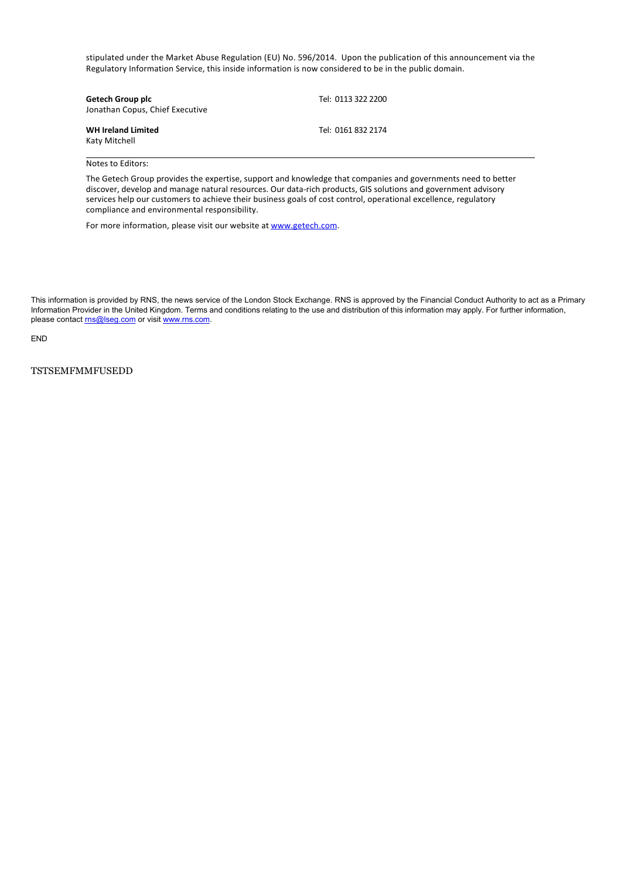stipulated under the Market Abuse Regulation (EU) No. 596/2014. Upon the publication of this announcement via the Regulatory Information Service, this inside information is now considered to be in the public domain.

| | |
|---|---|
| **Getech Group plc**<br>Jonathan Copus, Chief Executive | Tel: 0113 322 2200 |
| **WH Ireland Limited**<br>Katy Mitchell | Tel: 0161 832 2174 |

Notes to Editors:

The Getech Group provides the expertise, support and knowledge that companies and governments need to better discover, develop and manage natural resources. Our data-rich products, GIS solutions and government advisory services help our customers to achieve their business goals of cost control, operational excellence, regulatory compliance and environmental responsibility.

For more information, please visit our website at www.getech.com.

This information is provided by RNS, the news service of the London Stock Exchange. RNS is approved by the Financial Conduct Authority to act as a Primary Information Provider in the United Kingdom. Terms and conditions relating to the use and distribution of this information may apply. For further information, please contact rns@lseg.com or visit www.rns.com.

END

TSTSEMFMMFUSEDD